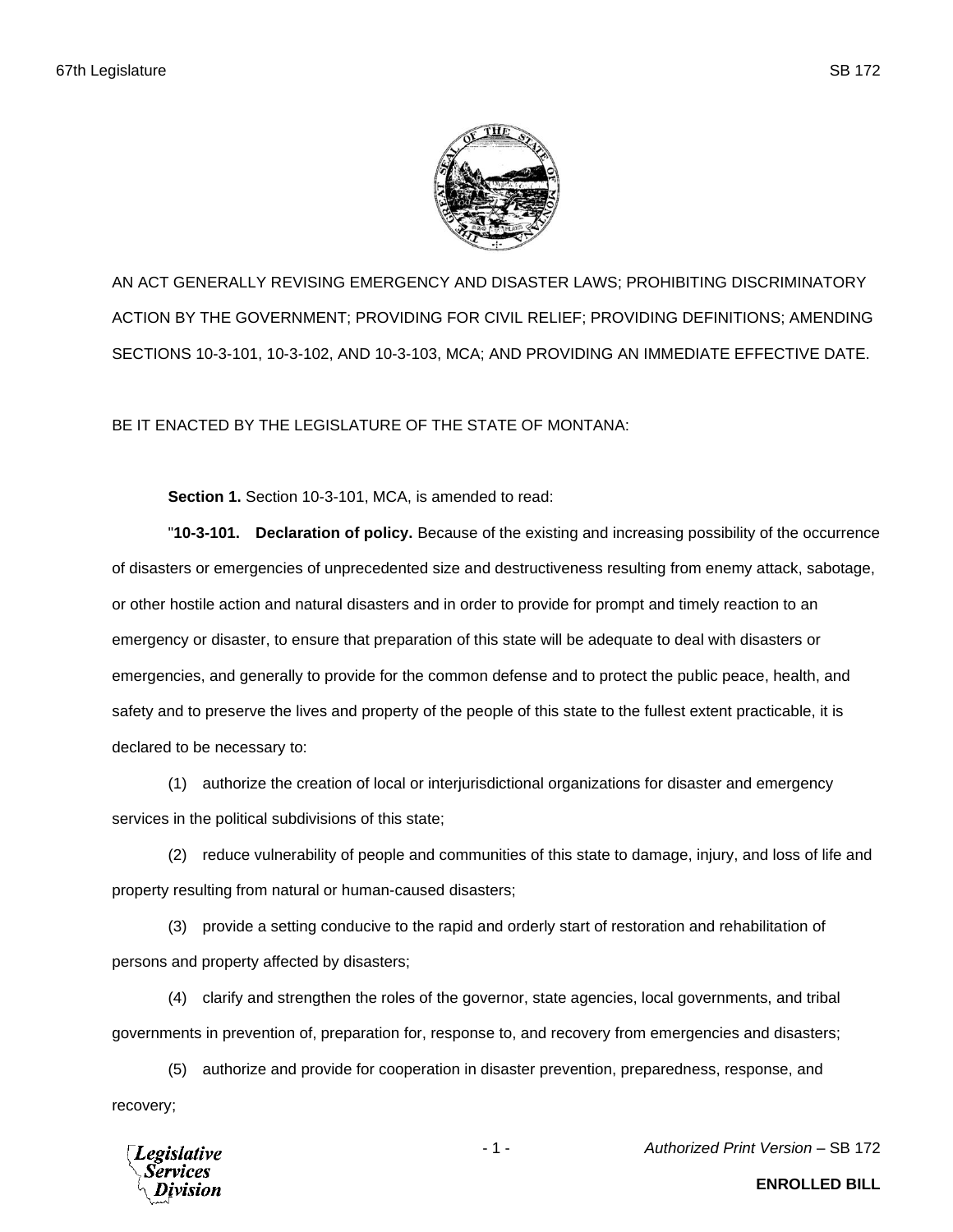AN ACT GENERALLY REVISING EMERGENCY AND DISASTER LAWS; PROHIBITING DISCRIMINATORY ACTION BY THE GOVERNMENT; PROVIDING FOR CIVIL RELIEF; PROVIDING DEFINITIONS; AMENDING SECTIONS 10-3-101, 10-3-102, AND 10-3-103, MCA; AND PROVIDING AN IMMEDIATE EFFECTIVE DATE.

BE IT ENACTED BY THE LEGISLATURE OF THE STATE OF MONTANA:

**Section 1.** Section 10-3-101, MCA, is amended to read:

"**10-3-101. Declaration of policy.** Because of the existing and increasing possibility of the occurrence of disasters or emergencies of unprecedented size and destructiveness resulting from enemy attack, sabotage, or other hostile action and natural disasters and in order to provide for prompt and timely reaction to an emergency or disaster, to ensure that preparation of this state will be adequate to deal with disasters or emergencies, and generally to provide for the common defense and to protect the public peace, health, and safety and to preserve the lives and property of the people of this state to the fullest extent practicable, it is declared to be necessary to:

(1) authorize the creation of local or interjurisdictional organizations for disaster and emergency services in the political subdivisions of this state;

(2) reduce vulnerability of people and communities of this state to damage, injury, and loss of life and property resulting from natural or human-caused disasters;

(3) provide a setting conducive to the rapid and orderly start of restoration and rehabilitation of persons and property affected by disasters;

(4) clarify and strengthen the roles of the governor, state agencies, local governments, and tribal governments in prevention of, preparation for, response to, and recovery from emergencies and disasters;

(5) authorize and provide for cooperation in disaster prevention, preparedness, response, and recovery;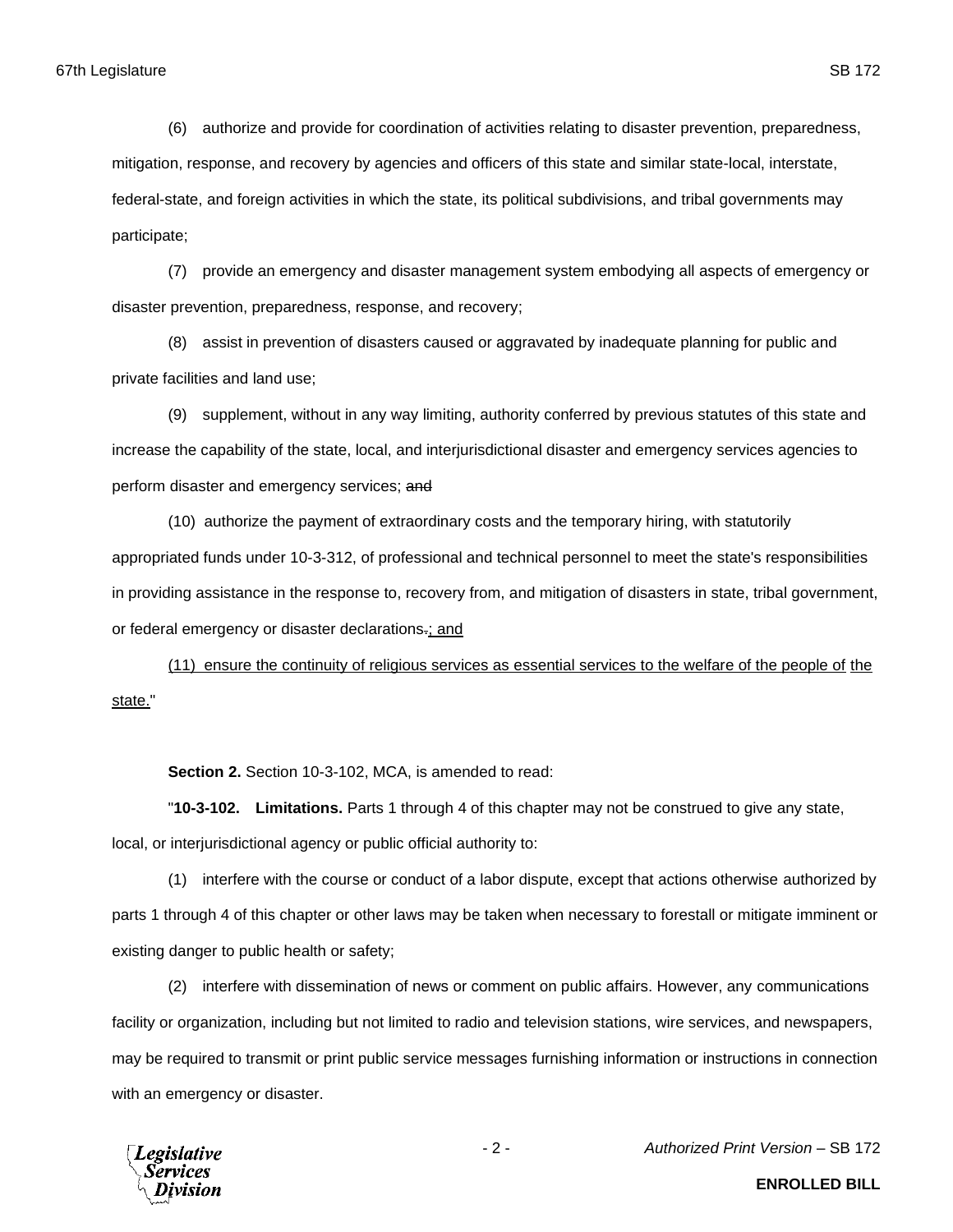(6) authorize and provide for coordination of activities relating to disaster prevention, preparedness, mitigation, response, and recovery by agencies and officers of this state and similar state-local, interstate, federal-state, and foreign activities in which the state, its political subdivisions, and tribal governments may participate;

(7) provide an emergency and disaster management system embodying all aspects of emergency or disaster prevention, preparedness, response, and recovery;

(8) assist in prevention of disasters caused or aggravated by inadequate planning for public and private facilities and land use;

(9) supplement, without in any way limiting, authority conferred by previous statutes of this state and increase the capability of the state, local, and interjurisdictional disaster and emergency services agencies to perform disaster and emergency services; ~~and~~

(10) authorize the payment of extraordinary costs and the temporary hiring, with statutorily appropriated funds under 10-3-312, of professional and technical personnel to meet the state's responsibilities in providing assistance in the response to, recovery from, and mitigation of disasters in state, tribal government, or federal emergency or disaster declarations~~.~~<u>; and</u>

<u>(11) ensure the continuity of religious services as essential services to the welfare of the people of the state.</u>"

**Section 2.** Section 10-3-102, MCA, is amended to read:

"**10-3-102. Limitations.** Parts 1 through 4 of this chapter may not be construed to give any state, local, or interjurisdictional agency or public official authority to:

(1) interfere with the course or conduct of a labor dispute, except that actions otherwise authorized by parts 1 through 4 of this chapter or other laws may be taken when necessary to forestall or mitigate imminent or existing danger to public health or safety;

(2) interfere with dissemination of news or comment on public affairs. However, any communications facility or organization, including but not limited to radio and television stations, wire services, and newspapers, may be required to transmit or print public service messages furnishing information or instructions in connection with an emergency or disaster.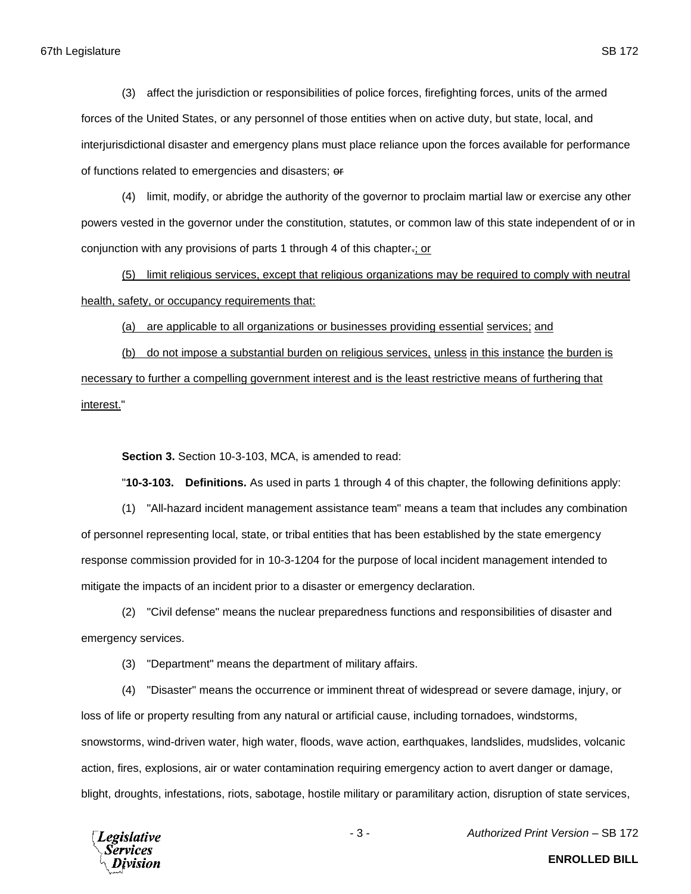(3) affect the jurisdiction or responsibilities of police forces, firefighting forces, units of the armed forces of the United States, or any personnel of those entities when on active duty, but state, local, and interjurisdictional disaster and emergency plans must place reliance upon the forces available for performance of functions related to emergencies and disasters; ~~or~~

(4) limit, modify, or abridge the authority of the governor to proclaim martial law or exercise any other powers vested in the governor under the constitution, statutes, or common law of this state independent of or in conjunction with any provisions of parts 1 through 4 of this chapter~~.~~<u>; or</u>

<u>(5) limit religious services, except that religious organizations may be required to comply with neutral health, safety, or occupancy requirements that:</u>

<u>(a) are applicable to all organizations or businesses providing essential services; and</u>

<u>(b) do not impose a substantial burden on religious services, unless in this instance the burden is necessary to further a compelling government interest and is the least restrictive means of furthering that interest.</u>"

**Section 3.** Section 10-3-103, MCA, is amended to read:

"**10-3-103. Definitions.** As used in parts 1 through 4 of this chapter, the following definitions apply:

(1) "All-hazard incident management assistance team" means a team that includes any combination of personnel representing local, state, or tribal entities that has been established by the state emergency response commission provided for in 10-3-1204 for the purpose of local incident management intended to mitigate the impacts of an incident prior to a disaster or emergency declaration.

(2) "Civil defense" means the nuclear preparedness functions and responsibilities of disaster and emergency services.

(3) "Department" means the department of military affairs.

(4) "Disaster" means the occurrence or imminent threat of widespread or severe damage, injury, or loss of life or property resulting from any natural or artificial cause, including tornadoes, windstorms, snowstorms, wind-driven water, high water, floods, wave action, earthquakes, landslides, mudslides, volcanic action, fires, explosions, air or water contamination requiring emergency action to avert danger or damage, blight, droughts, infestations, riots, sabotage, hostile military or paramilitary action, disruption of state services,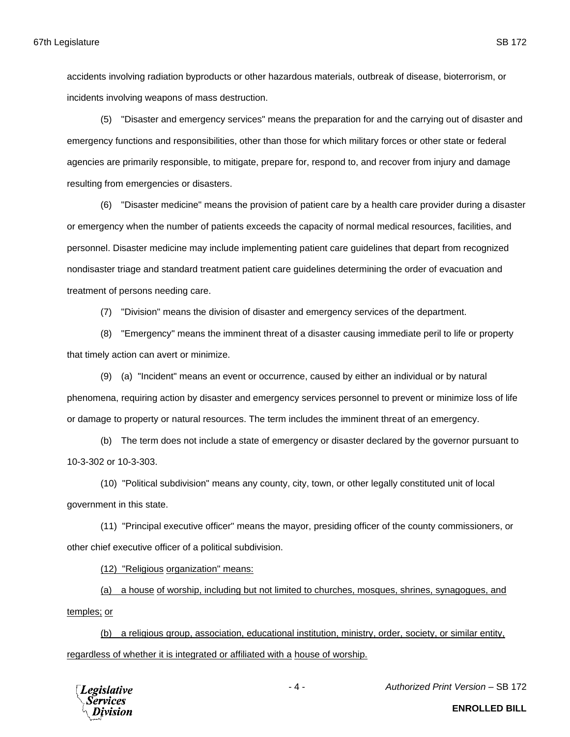accidents involving radiation byproducts or other hazardous materials, outbreak of disease, bioterrorism, or incidents involving weapons of mass destruction.

(5) "Disaster and emergency services" means the preparation for and the carrying out of disaster and emergency functions and responsibilities, other than those for which military forces or other state or federal agencies are primarily responsible, to mitigate, prepare for, respond to, and recover from injury and damage resulting from emergencies or disasters.

(6) "Disaster medicine" means the provision of patient care by a health care provider during a disaster or emergency when the number of patients exceeds the capacity of normal medical resources, facilities, and personnel. Disaster medicine may include implementing patient care guidelines that depart from recognized nondisaster triage and standard treatment patient care guidelines determining the order of evacuation and treatment of persons needing care.

(7) "Division" means the division of disaster and emergency services of the department.

(8) "Emergency" means the imminent threat of a disaster causing immediate peril to life or property that timely action can avert or minimize.

(9) (a) "Incident" means an event or occurrence, caused by either an individual or by natural phenomena, requiring action by disaster and emergency services personnel to prevent or minimize loss of life or damage to property or natural resources. The term includes the imminent threat of an emergency.

(b) The term does not include a state of emergency or disaster declared by the governor pursuant to 10-3-302 or 10-3-303.

(10) "Political subdivision" means any county, city, town, or other legally constituted unit of local government in this state.

(11) "Principal executive officer" means the mayor, presiding officer of the county commissioners, or other chief executive officer of a political subdivision.

<u>(12) "Religious organization" means:</u>

<u>(a) a house of worship, including but not limited to churches, mosques, shrines, synagogues, and temples; or</u>

<u>(b) a religious group, association, educational institution, ministry, order, society, or similar entity, regardless of whether it is integrated or affiliated with a house of worship.</u>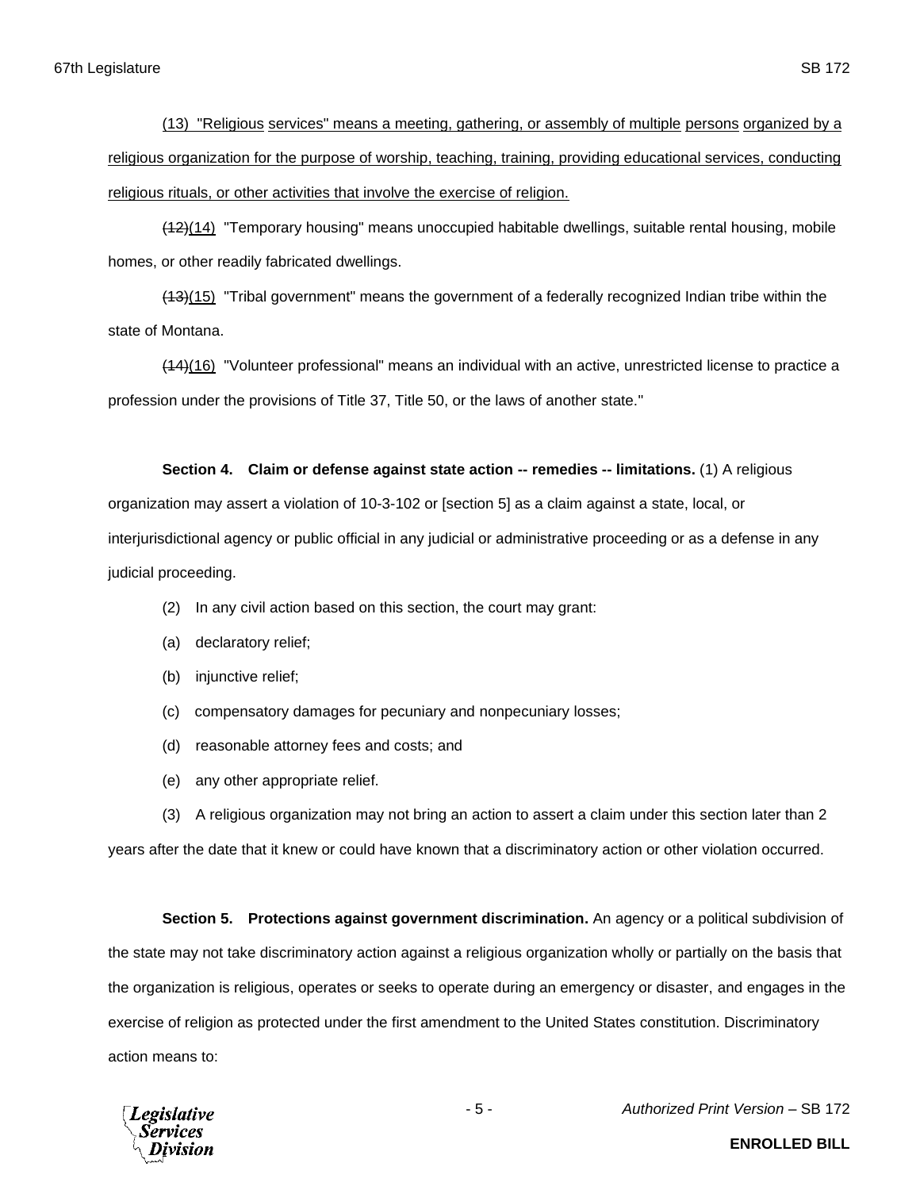(13) "Religious services" means a meeting, gathering, or assembly of multiple persons organized by a religious organization for the purpose of worship, teaching, training, providing educational services, conducting religious rituals, or other activities that involve the exercise of religion.

~~(12)~~(14) "Temporary housing" means unoccupied habitable dwellings, suitable rental housing, mobile homes, or other readily fabricated dwellings.

~~(13)~~(15) "Tribal government" means the government of a federally recognized Indian tribe within the state of Montana.

~~(14)~~(16) "Volunteer professional" means an individual with an active, unrestricted license to practice a profession under the provisions of Title 37, Title 50, or the laws of another state."

**Section 4. Claim or defense against state action -- remedies -- limitations.** (1) A religious organization may assert a violation of 10-3-102 or [section 5] as a claim against a state, local, or interjurisdictional agency or public official in any judicial or administrative proceeding or as a defense in any judicial proceeding.

(2) In any civil action based on this section, the court may grant:

(a) declaratory relief;

(b) injunctive relief;

(c) compensatory damages for pecuniary and nonpecuniary losses;

(d) reasonable attorney fees and costs; and

(e) any other appropriate relief.

(3) A religious organization may not bring an action to assert a claim under this section later than 2 years after the date that it knew or could have known that a discriminatory action or other violation occurred.

**Section 5. Protections against government discrimination.** An agency or a political subdivision of the state may not take discriminatory action against a religious organization wholly or partially on the basis that the organization is religious, operates or seeks to operate during an emergency or disaster, and engages in the exercise of religion as protected under the first amendment to the United States constitution. Discriminatory action means to: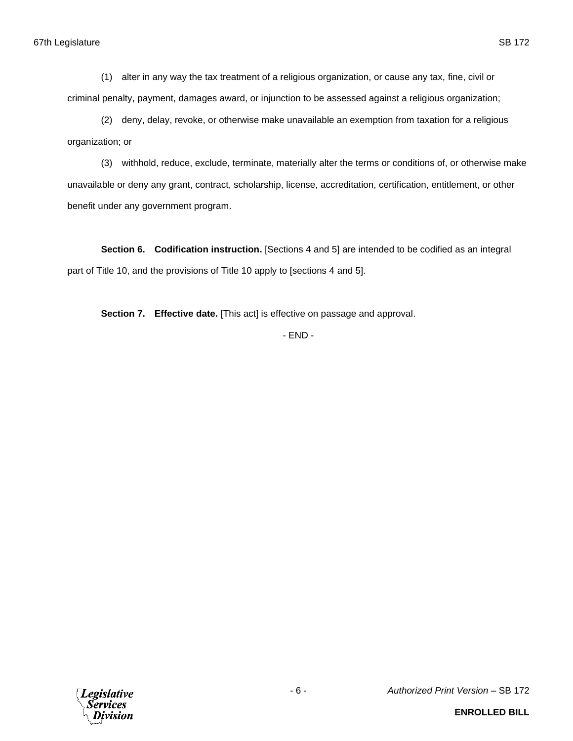(1) alter in any way the tax treatment of a religious organization, or cause any tax, fine, civil or criminal penalty, payment, damages award, or injunction to be assessed against a religious organization;

(2) deny, delay, revoke, or otherwise make unavailable an exemption from taxation for a religious organization; or

(3) withhold, reduce, exclude, terminate, materially alter the terms or conditions of, or otherwise make unavailable or deny any grant, contract, scholarship, license, accreditation, certification, entitlement, or other benefit under any government program.

**Section 6. Codification instruction.** [Sections 4 and 5] are intended to be codified as an integral part of Title 10, and the provisions of Title 10 apply to [sections 4 and 5].

**Section 7. Effective date.** [This act] is effective on passage and approval.

- END -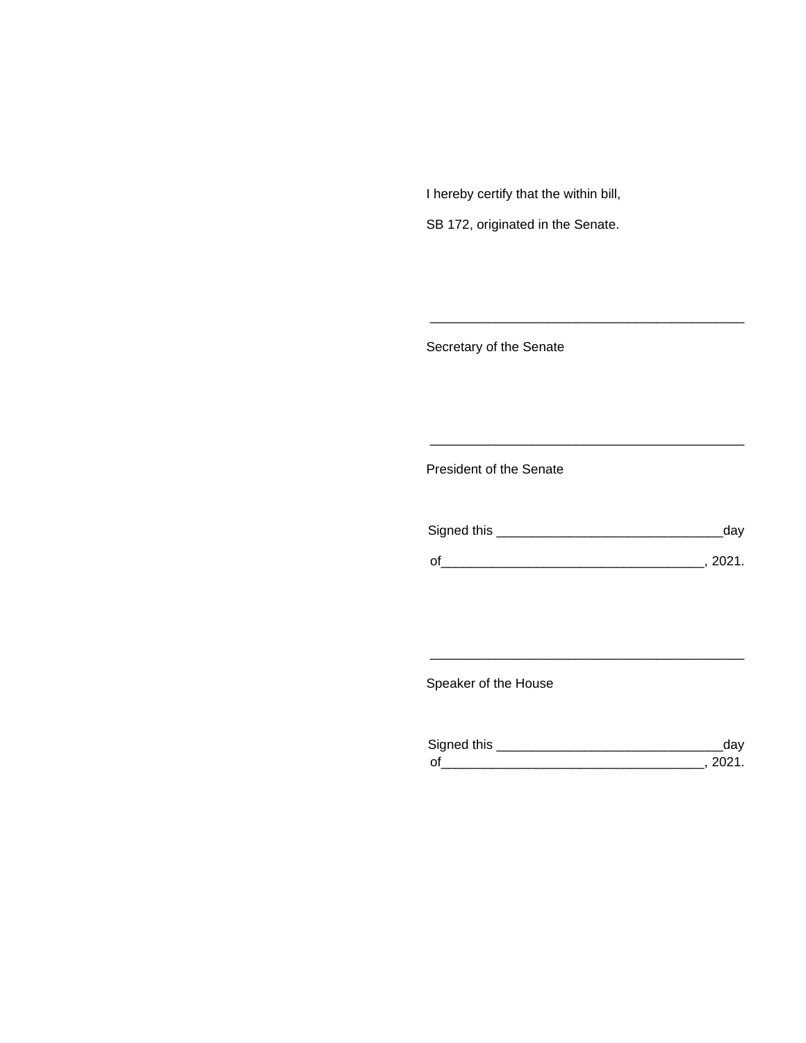I hereby certify that the within bill,

SB 172, originated in the Senate.

\_\_\_\_\_\_\_\_\_\_\_\_\_\_\_\_\_\_\_\_\_\_\_\_\_\_\_\_\_\_\_\_\_\_\_\_\_\_\_\_\_\_\_\_

Secretary of the Senate

\_\_\_\_\_\_\_\_\_\_\_\_\_\_\_\_\_\_\_\_\_\_\_\_\_\_\_\_\_\_\_\_\_\_\_\_\_\_\_\_\_\_\_\_

President of the Senate

Signed this \_\_\_\_\_\_\_\_\_\_\_\_\_\_\_\_\_\_\_\_\_\_\_\_\_\_\_\_\_\_day

of\_\_\_\_\_\_\_\_\_\_\_\_\_\_\_\_\_\_\_\_\_\_\_\_\_\_\_\_\_\_\_\_\_\_\_, 2021.

\_\_\_\_\_\_\_\_\_\_\_\_\_\_\_\_\_\_\_\_\_\_\_\_\_\_\_\_\_\_\_\_\_\_\_\_\_\_\_\_\_\_\_\_

Speaker of the House

Signed this \_\_\_\_\_\_\_\_\_\_\_\_\_\_\_\_\_\_\_\_\_\_\_\_\_\_\_\_\_\_day
of\_\_\_\_\_\_\_\_\_\_\_\_\_\_\_\_\_\_\_\_\_\_\_\_\_\_\_\_\_\_\_\_\_\_\_, 2021.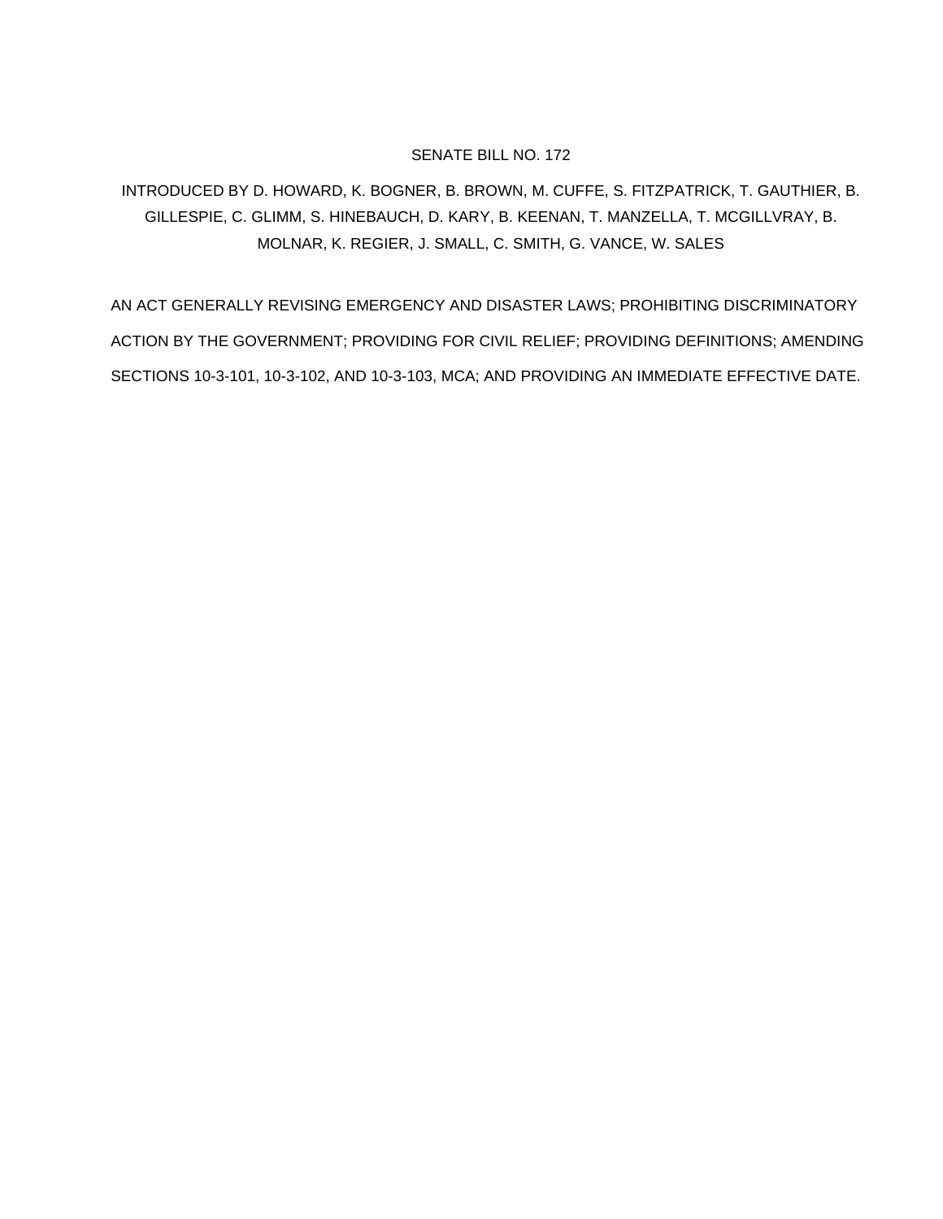SENATE BILL NO. 172

INTRODUCED BY D. HOWARD, K. BOGNER, B. BROWN, M. CUFFE, S. FITZPATRICK, T. GAUTHIER, B. GILLESPIE, C. GLIMM, S. HINEBAUCH, D. KARY, B. KEENAN, T. MANZELLA, T. MCGILLVRAY, B. MOLNAR, K. REGIER, J. SMALL, C. SMITH, G. VANCE, W. SALES

AN ACT GENERALLY REVISING EMERGENCY AND DISASTER LAWS; PROHIBITING DISCRIMINATORY ACTION BY THE GOVERNMENT; PROVIDING FOR CIVIL RELIEF; PROVIDING DEFINITIONS; AMENDING SECTIONS 10-3-101, 10-3-102, AND 10-3-103, MCA; AND PROVIDING AN IMMEDIATE EFFECTIVE DATE.